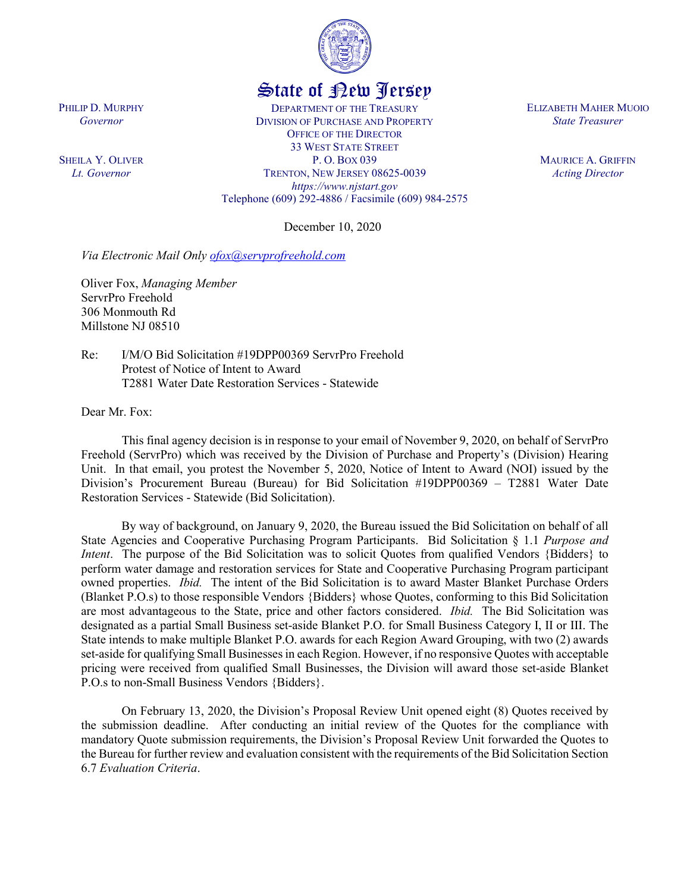State of New Jersey

PHILIP D. MURPHY
*Governor*

SHEILA Y. OLIVER
*Lt. Governor*

DEPARTMENT OF THE TREASURY
DIVISION OF PURCHASE AND PROPERTY
OFFICE OF THE DIRECTOR
33 WEST STATE STREET
P. O. BOX 039
TRENTON, NEW JERSEY 08625-0039
*https://www.njstart.gov*
Telephone (609) 292-4886 / Facsimile (609) 984-2575

ELIZABETH MAHER MUOIO
*State Treasurer*

MAURICE A. GRIFFIN
*Acting Director*

December 10, 2020

*Via Electronic Mail Only ofox@servprofreehold.com*

Oliver Fox, *Managing Member*
ServrPro Freehold
306 Monmouth Rd
Millstone NJ 08510

Re: I/M/O Bid Solicitation #19DPP00369 ServrPro Freehold
Protest of Notice of Intent to Award
T2881 Water Date Restoration Services - Statewide

Dear Mr. Fox:

This final agency decision is in response to your email of November 9, 2020, on behalf of ServrPro Freehold (ServrPro) which was received by the Division of Purchase and Property's (Division) Hearing Unit. In that email, you protest the November 5, 2020, Notice of Intent to Award (NOI) issued by the Division's Procurement Bureau (Bureau) for Bid Solicitation #19DPP00369 – T2881 Water Date Restoration Services - Statewide (Bid Solicitation).

By way of background, on January 9, 2020, the Bureau issued the Bid Solicitation on behalf of all State Agencies and Cooperative Purchasing Program Participants. Bid Solicitation § 1.1 *Purpose and Intent*. The purpose of the Bid Solicitation was to solicit Quotes from qualified Vendors {Bidders} to perform water damage and restoration services for State and Cooperative Purchasing Program participant owned properties. *Ibid.* The intent of the Bid Solicitation is to award Master Blanket Purchase Orders (Blanket P.O.s) to those responsible Vendors {Bidders} whose Quotes, conforming to this Bid Solicitation are most advantageous to the State, price and other factors considered. *Ibid.* The Bid Solicitation was designated as a partial Small Business set-aside Blanket P.O. for Small Business Category I, II or III. The State intends to make multiple Blanket P.O. awards for each Region Award Grouping, with two (2) awards set-aside for qualifying Small Businesses in each Region. However, if no responsive Quotes with acceptable pricing were received from qualified Small Businesses, the Division will award those set-aside Blanket P.O.s to non-Small Business Vendors {Bidders}.

On February 13, 2020, the Division's Proposal Review Unit opened eight (8) Quotes received by the submission deadline. After conducting an initial review of the Quotes for the compliance with mandatory Quote submission requirements, the Division's Proposal Review Unit forwarded the Quotes to the Bureau for further review and evaluation consistent with the requirements of the Bid Solicitation Section 6.7 *Evaluation Criteria*.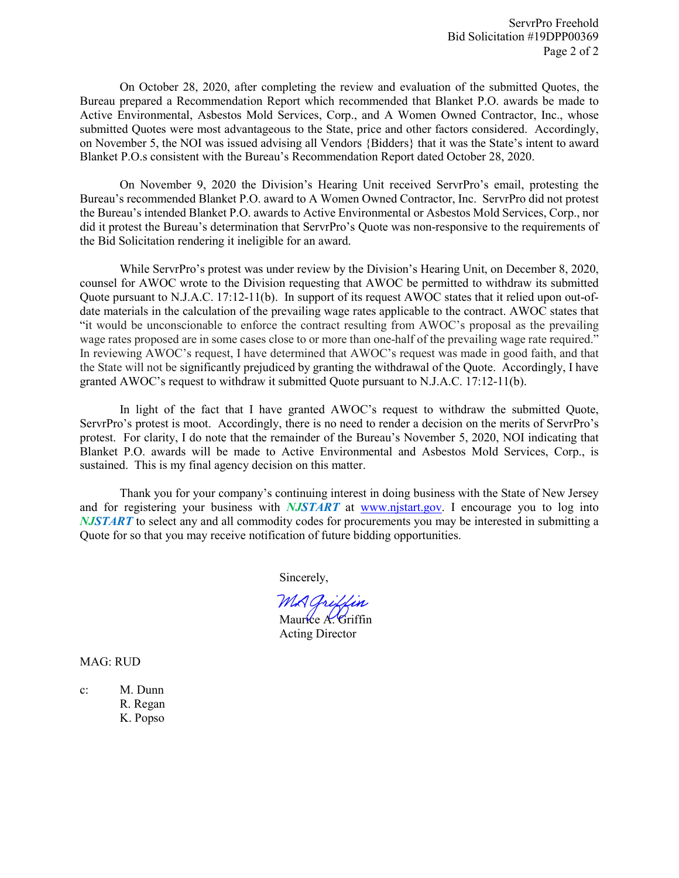On October 28, 2020, after completing the review and evaluation of the submitted Quotes, the Bureau prepared a Recommendation Report which recommended that Blanket P.O. awards be made to Active Environmental, Asbestos Mold Services, Corp., and A Women Owned Contractor, Inc., whose submitted Quotes were most advantageous to the State, price and other factors considered. Accordingly, on November 5, the NOI was issued advising all Vendors {Bidders} that it was the State's intent to award Blanket P.O.s consistent with the Bureau's Recommendation Report dated October 28, 2020.

On November 9, 2020 the Division's Hearing Unit received ServrPro's email, protesting the Bureau's recommended Blanket P.O. award to A Women Owned Contractor, Inc. ServrPro did not protest the Bureau's intended Blanket P.O. awards to Active Environmental or Asbestos Mold Services, Corp., nor did it protest the Bureau's determination that ServrPro's Quote was non-responsive to the requirements of the Bid Solicitation rendering it ineligible for an award.

While ServrPro's protest was under review by the Division's Hearing Unit, on December 8, 2020, counsel for AWOC wrote to the Division requesting that AWOC be permitted to withdraw its submitted Quote pursuant to N.J.A.C. 17:12-11(b). In support of its request AWOC states that it relied upon out-of-date materials in the calculation of the prevailing wage rates applicable to the contract. AWOC states that "it would be unconscionable to enforce the contract resulting from AWOC's proposal as the prevailing wage rates proposed are in some cases close to or more than one-half of the prevailing wage rate required." In reviewing AWOC's request, I have determined that AWOC's request was made in good faith, and that the State will not be significantly prejudiced by granting the withdrawal of the Quote. Accordingly, I have granted AWOC's request to withdraw it submitted Quote pursuant to N.J.A.C. 17:12-11(b).

In light of the fact that I have granted AWOC's request to withdraw the submitted Quote, ServrPro's protest is moot. Accordingly, there is no need to render a decision on the merits of ServrPro's protest. For clarity, I do note that the remainder of the Bureau's November 5, 2020, NOI indicating that Blanket P.O. awards will be made to Active Environmental and Asbestos Mold Services, Corp., is sustained. This is my final agency decision on this matter.

Thank you for your company's continuing interest in doing business with the State of New Jersey and for registering your business with ***NJSTART*** at [www.njstart.gov](http://www.njstart.gov). I encourage you to log into ***NJSTART*** to select any and all commodity codes for procurements you may be interested in submitting a Quote for so that you may receive notification of future bidding opportunities.

Sincerely,

Maurice A. Griffin
Acting Director

MAG: RUD

c: M. Dunn
R. Regan
K. Popso